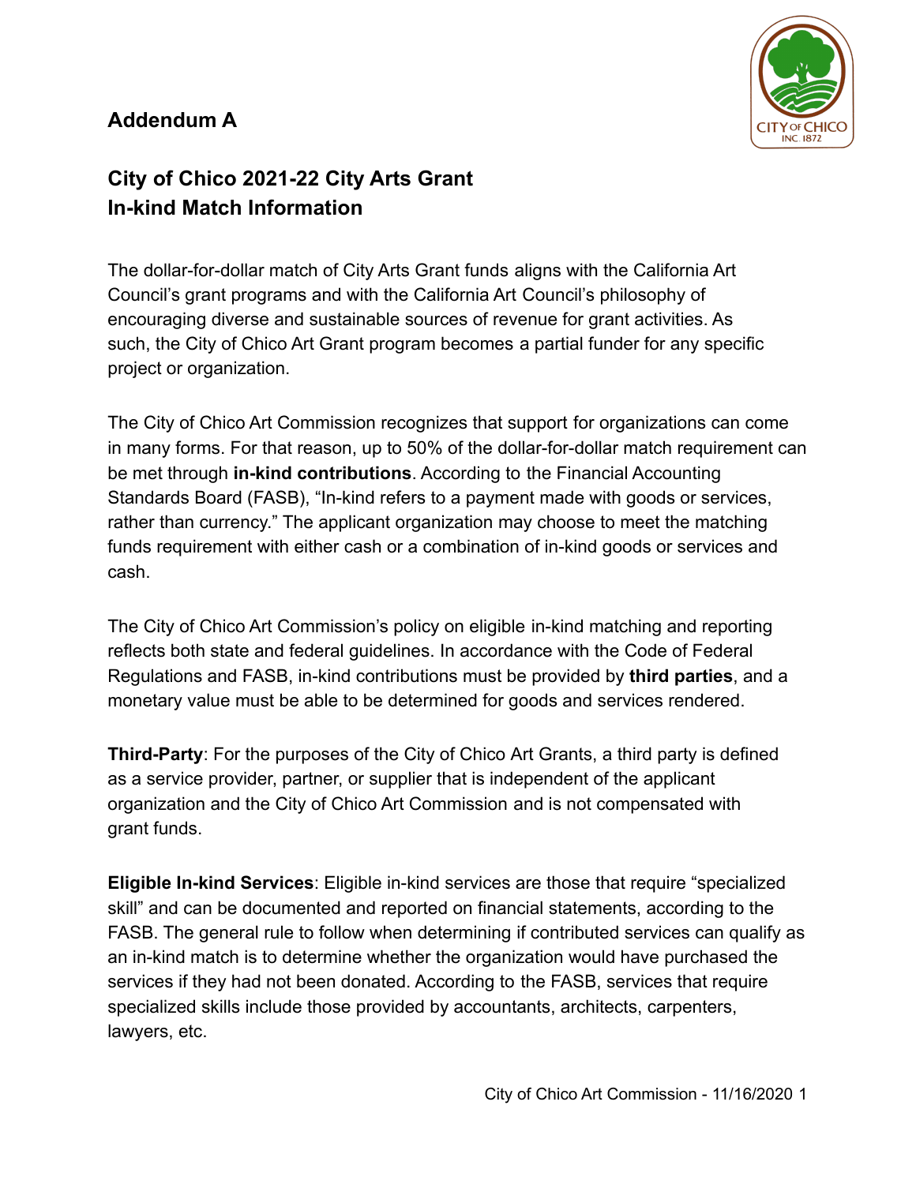## Addendum A

## City of Chico 2021-22 City Arts Grant In-kind Match Information

The dollar-for-dollar match of City Arts Grant funds aligns with the California Art Council's grant programs and with the California Art Council's philosophy of encouraging diverse and sustainable sources of revenue for grant activities. As such, the City of Chico Art Grant program becomes a partial funder for any specific project or organization.

The City of Chico Art Commission recognizes that support for organizations can come in many forms. For that reason, up to 50% of the dollar-for-dollar match requirement can be met through **in-kind contributions**. According to the Financial Accounting Standards Board (FASB), "In-kind refers to a payment made with goods or services, rather than currency." The applicant organization may choose to meet the matching funds requirement with either cash or a combination of in-kind goods or services and cash.

The City of Chico Art Commission's policy on eligible in-kind matching and reporting reflects both state and federal guidelines. In accordance with the Code of Federal Regulations and FASB, in-kind contributions must be provided by **third parties**, and a monetary value must be able to be determined for goods and services rendered.

**Third-Party**: For the purposes of the City of Chico Art Grants, a third party is defined as a service provider, partner, or supplier that is independent of the applicant organization and the City of Chico Art Commission and is not compensated with grant funds.

**Eligible In-kind Services**: Eligible in-kind services are those that require "specialized skill" and can be documented and reported on financial statements, according to the FASB. The general rule to follow when determining if contributed services can qualify as an in-kind match is to determine whether the organization would have purchased the services if they had not been donated. According to the FASB, services that require specialized skills include those provided by accountants, architects, carpenters, lawyers, etc.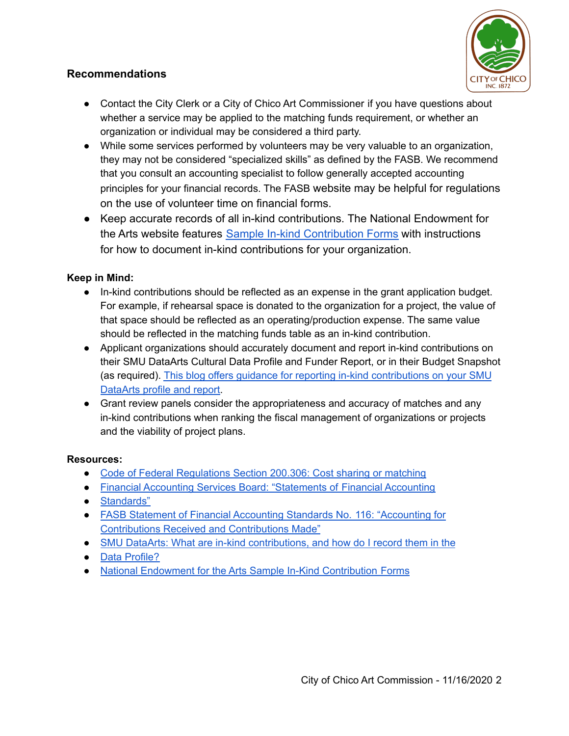**Recommendations**

- Contact the City Clerk or a City of Chico Art Commissioner if you have questions about whether a service may be applied to the matching funds requirement, or whether an organization or individual may be considered a third party.
- While some services performed by volunteers may be very valuable to an organization, they may not be considered "specialized skills" as defined by the FASB. We recommend that you consult an accounting specialist to follow generally accepted accounting principles for your financial records. The FASB website may be helpful for regulations on the use of volunteer time on financial forms.
- Keep accurate records of all in-kind contributions. The National Endowment for the Arts website features Sample In-kind Contribution Forms with instructions for how to document in-kind contributions for your organization.

**Keep in Mind:**

- In-kind contributions should be reflected as an expense in the grant application budget. For example, if rehearsal space is donated to the organization for a project, the value of that space should be reflected as an operating/production expense. The same value should be reflected in the matching funds table as an in-kind contribution.
- Applicant organizations should accurately document and report in-kind contributions on their SMU DataArts Cultural Data Profile and Funder Report, or in their Budget Snapshot (as required). This blog offers guidance for reporting in-kind contributions on your SMU DataArts profile and report.
- Grant review panels consider the appropriateness and accuracy of matches and any in-kind contributions when ranking the fiscal management of organizations or projects and the viability of project plans.

**Resources:**

- Code of Federal Regulations Section 200.306: Cost sharing or matching
- Financial Accounting Services Board: "Statements of Financial Accounting Standards"
- FASB Statement of Financial Accounting Standards No. 116: "Accounting for Contributions Received and Contributions Made"
- SMU DataArts: What are in-kind contributions, and how do I record them in the Data Profile?
- National Endowment for the Arts Sample In-Kind Contribution Forms